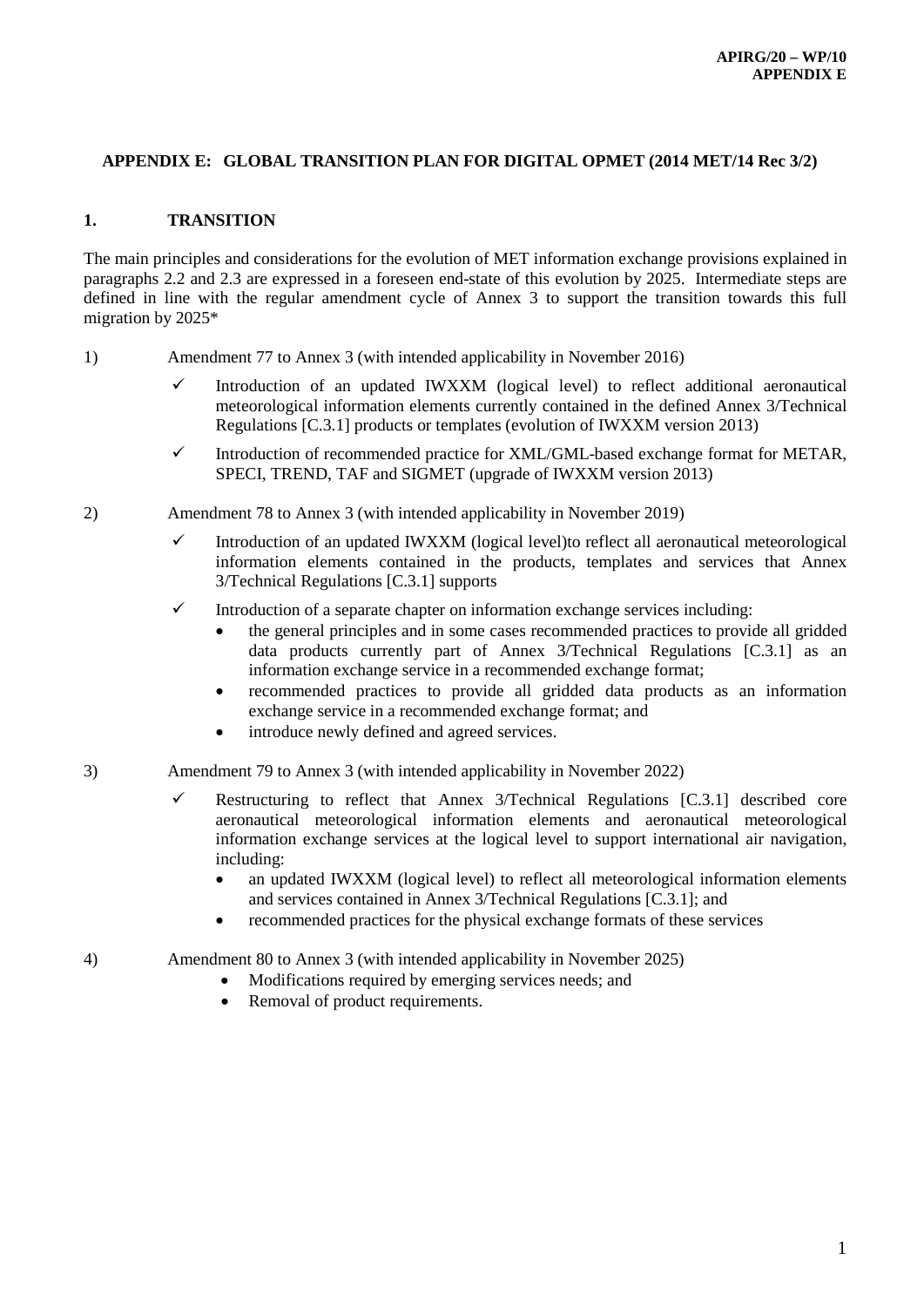## APPENDIX E: GLOBAL TRANSITION PLAN FOR DIGITAL OPMET (2014 MET/14 Rec 3/2)

### 1. TRANSITION

The main principles and considerations for the evolution of MET information exchange provisions explained in paragraphs 2.2 and 2.3 are expressed in a foreseen end-state of this evolution by 2025. Intermediate steps are defined in line with the regular amendment cycle of Annex 3 to support the transition towards this full migration by 2025*

1) Amendment 77 to Annex 3 (with intended applicability in November 2016)

   - ✓ Introduction of an updated IWXXM (logical level) to reflect additional aeronautical meteorological information elements currently contained in the defined Annex 3/Technical Regulations [C.3.1] products or templates (evolution of IWXXM version 2013)
   - ✓ Introduction of recommended practice for XML/GML-based exchange format for METAR, SPECI, TREND, TAF and SIGMET (upgrade of IWXXM version 2013)

2) Amendment 78 to Annex 3 (with intended applicability in November 2019)

   - ✓ Introduction of an updated IWXXM (logical level)to reflect all aeronautical meteorological information elements contained in the products, templates and services that Annex 3/Technical Regulations [C.3.1] supports
   - ✓ Introduction of a separate chapter on information exchange services including:
     - the general principles and in some cases recommended practices to provide all gridded data products currently part of Annex 3/Technical Regulations [C.3.1] as an information exchange service in a recommended exchange format;
     - recommended practices to provide all gridded data products as an information exchange service in a recommended exchange format; and
     - introduce newly defined and agreed services.

3) Amendment 79 to Annex 3 (with intended applicability in November 2022)

   - ✓ Restructuring to reflect that Annex 3/Technical Regulations [C.3.1] described core aeronautical meteorological information elements and aeronautical meteorological information exchange services at the logical level to support international air navigation, including:
     - an updated IWXXM (logical level) to reflect all meteorological information elements and services contained in Annex 3/Technical Regulations [C.3.1]; and
     - recommended practices for the physical exchange formats of these services

4) Amendment 80 to Annex 3 (with intended applicability in November 2025)
   - Modifications required by emerging services needs; and
   - Removal of product requirements.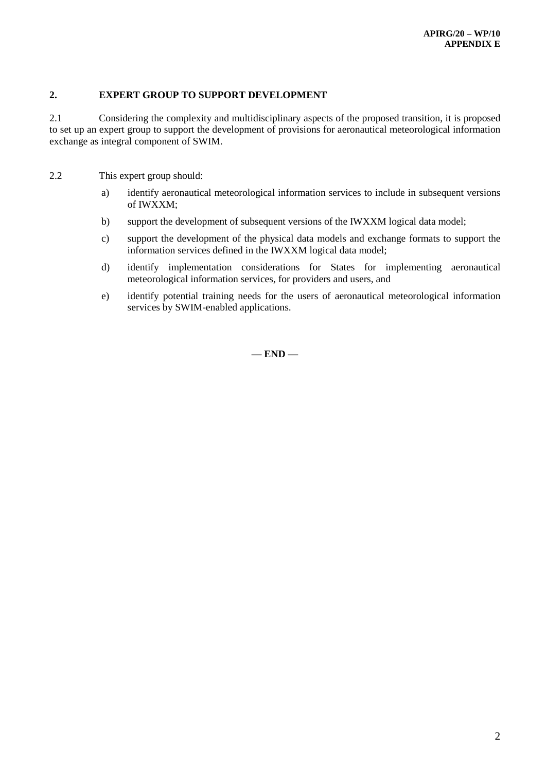## 2. EXPERT GROUP TO SUPPORT DEVELOPMENT

2.1 Considering the complexity and multidisciplinary aspects of the proposed transition, it is proposed to set up an expert group to support the development of provisions for aeronautical meteorological information exchange as integral component of SWIM.

2.2 This expert group should:

a) identify aeronautical meteorological information services to include in subsequent versions of IWXXM;

b) support the development of subsequent versions of the IWXXM logical data model;

c) support the development of the physical data models and exchange formats to support the information services defined in the IWXXM logical data model;

d) identify implementation considerations for States for implementing aeronautical meteorological information services, for providers and users, and

e) identify potential training needs for the users of aeronautical meteorological information services by SWIM-enabled applications.

**— END —**